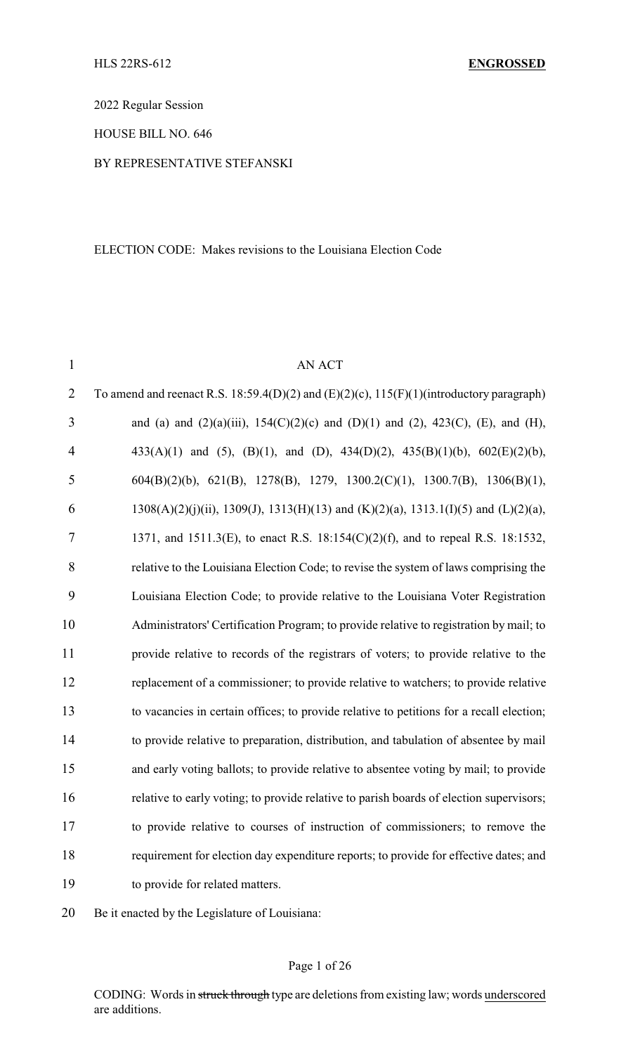HLS 22RS-612 **ENGROSSED**

2022 Regular Session

HOUSE BILL NO. 646

BY REPRESENTATIVE STEFANSKI

ELECTION CODE: Makes revisions to the Louisiana Election Code

AN ACT

To amend and reenact R.S. 18:59.4(D)(2) and (E)(2)(c), 115(F)(1)(introductory paragraph) and (a) and (2)(a)(iii), 154(C)(2)(c) and (D)(1) and (2), 423(C), (E), and (H), 433(A)(1) and (5), (B)(1), and (D), 434(D)(2), 435(B)(1)(b), 602(E)(2)(b), 604(B)(2)(b), 621(B), 1278(B), 1279, 1300.2(C)(1), 1300.7(B), 1306(B)(1), 1308(A)(2)(j)(ii), 1309(J), 1313(H)(13) and (K)(2)(a), 1313.1(I)(5) and (L)(2)(a), 1371, and 1511.3(E), to enact R.S. 18:154(C)(2)(f), and to repeal R.S. 18:1532, relative to the Louisiana Election Code; to revise the system of laws comprising the Louisiana Election Code; to provide relative to the Louisiana Voter Registration Administrators' Certification Program; to provide relative to registration by mail; to provide relative to records of the registrars of voters; to provide relative to the replacement of a commissioner; to provide relative to watchers; to provide relative to vacancies in certain offices; to provide relative to petitions for a recall election; to provide relative to preparation, distribution, and tabulation of absentee by mail and early voting ballots; to provide relative to absentee voting by mail; to provide relative to early voting; to provide relative to parish boards of election supervisors; to provide relative to courses of instruction of commissioners; to remove the requirement for election day expenditure reports; to provide for effective dates; and to provide for related matters.

Be it enacted by the Legislature of Louisiana:

CODING: Words in ~~struck through~~ type are deletions from existing law; words underscored are additions.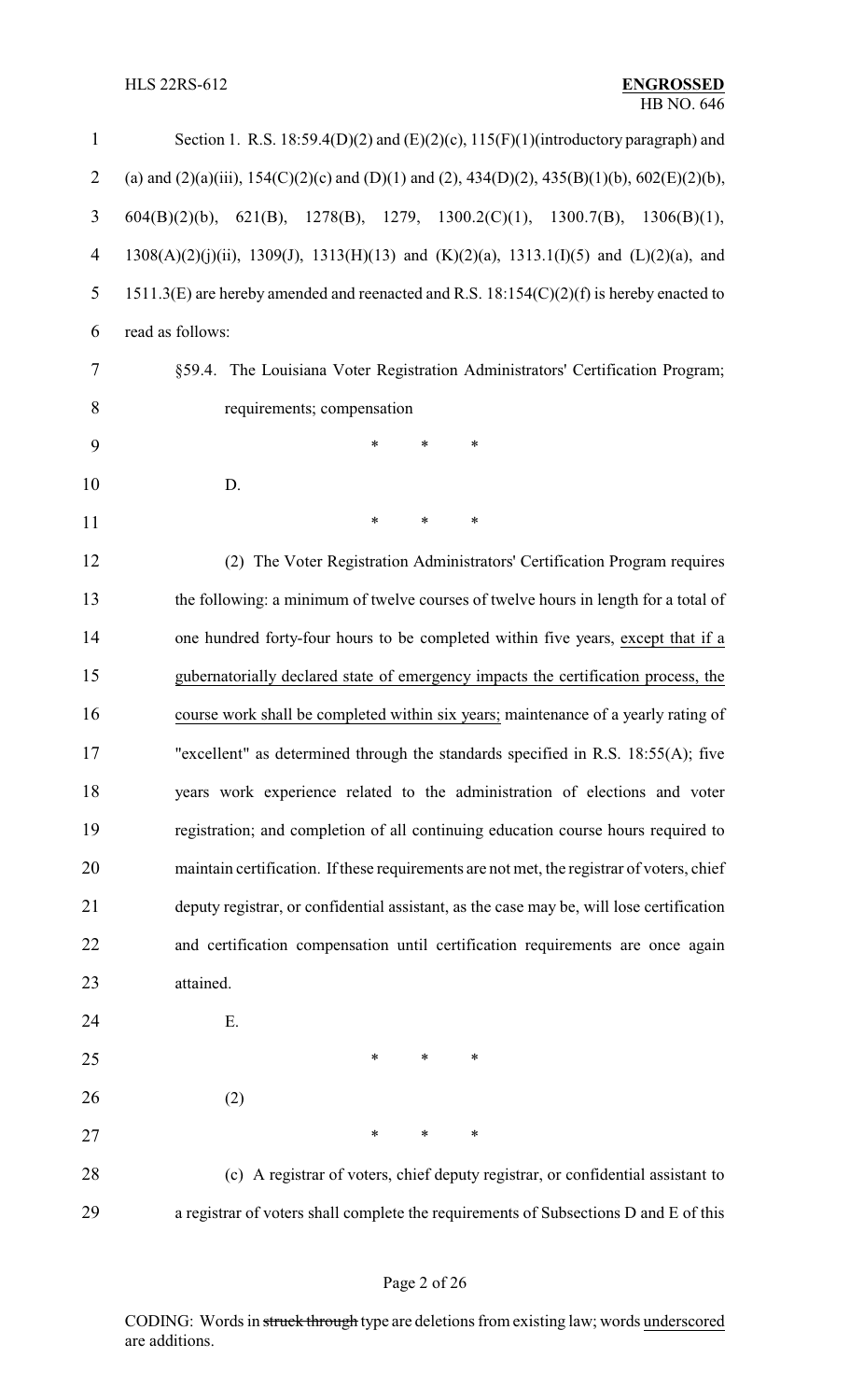Section 1. R.S. 18:59.4(D)(2) and (E)(2)(c), 115(F)(1)(introductory paragraph) and (a) and (2)(a)(iii), 154(C)(2)(c) and (D)(1) and (2), 434(D)(2), 435(B)(1)(b), 602(E)(2)(b), 604(B)(2)(b), 621(B), 1278(B), 1279, 1300.2(C)(1), 1300.7(B), 1306(B)(1), 1308(A)(2)(j)(ii), 1309(J), 1313(H)(13) and (K)(2)(a), 1313.1(I)(5) and (L)(2)(a), and 1511.3(E) are hereby amended and reenacted and R.S. 18:154(C)(2)(f) is hereby enacted to read as follows:

§59.4. The Louisiana Voter Registration Administrators' Certification Program; requirements; compensation

\* \* \*

D.

\* \* \*

(2) The Voter Registration Administrators' Certification Program requires the following: a minimum of twelve courses of twelve hours in length for a total of one hundred forty-four hours to be completed within five years, <u>except that if a gubernatorially declared state of emergency impacts the certification process, the course work shall be completed within six years;</u> maintenance of a yearly rating of "excellent" as determined through the standards specified in R.S. 18:55(A); five years work experience related to the administration of elections and voter registration; and completion of all continuing education course hours required to maintain certification. If these requirements are not met, the registrar of voters, chief deputy registrar, or confidential assistant, as the case may be, will lose certification and certification compensation until certification requirements are once again attained.

E.

\* \* \*

(2)

\* \* \*

(c) A registrar of voters, chief deputy registrar, or confidential assistant to a registrar of voters shall complete the requirements of Subsections D and E of this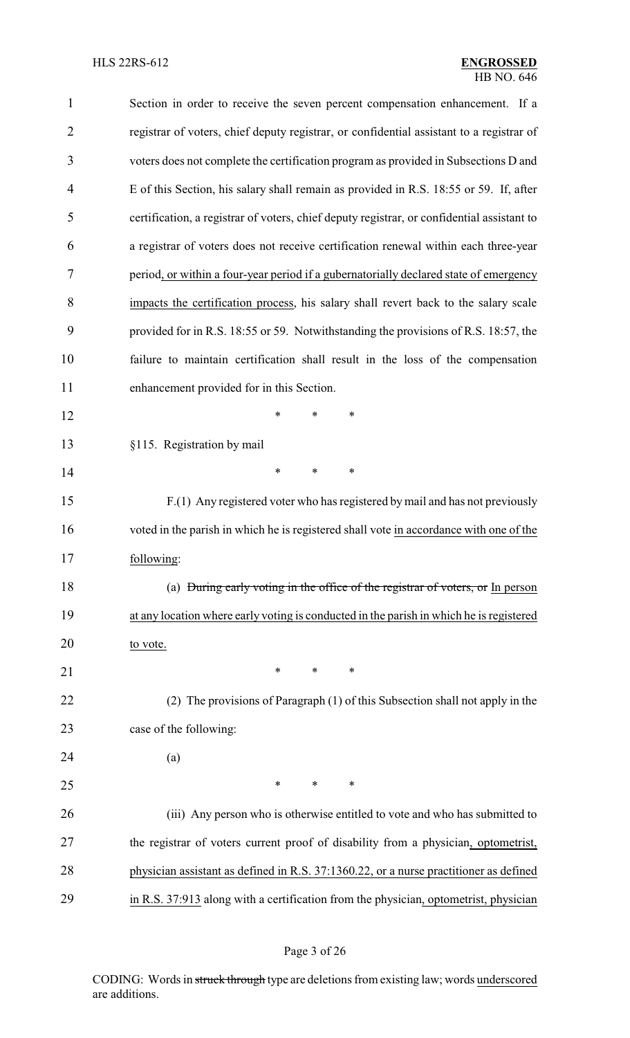Section in order to receive the seven percent compensation enhancement. If a registrar of voters, chief deputy registrar, or confidential assistant to a registrar of voters does not complete the certification program as provided in Subsections D and E of this Section, his salary shall remain as provided in R.S. 18:55 or 59. If, after certification, a registrar of voters, chief deputy registrar, or confidential assistant to a registrar of voters does not receive certification renewal within each three-year period, or within a four-year period if a gubernatorially declared state of emergency impacts the certification process, his salary shall revert back to the salary scale provided for in R.S. 18:55 or 59. Notwithstanding the provisions of R.S. 18:57, the failure to maintain certification shall result in the loss of the compensation enhancement provided for in this Section.

\* \* \*

§115. Registration by mail

\* \* \*

F.(1) Any registered voter who has registered by mail and has not previously voted in the parish in which he is registered shall vote in accordance with one of the following:

(a) ~~During early voting in the office of the registrar of voters, or~~ In person at any location where early voting is conducted in the parish in which he is registered to vote.

\* \* \*

(2) The provisions of Paragraph (1) of this Subsection shall not apply in the case of the following:

(a)

\* \* \*

(iii) Any person who is otherwise entitled to vote and who has submitted to the registrar of voters current proof of disability from a physician, optometrist, physician assistant as defined in R.S. 37:1360.22, or a nurse practitioner as defined in R.S. 37:913 along with a certification from the physician, optometrist, physician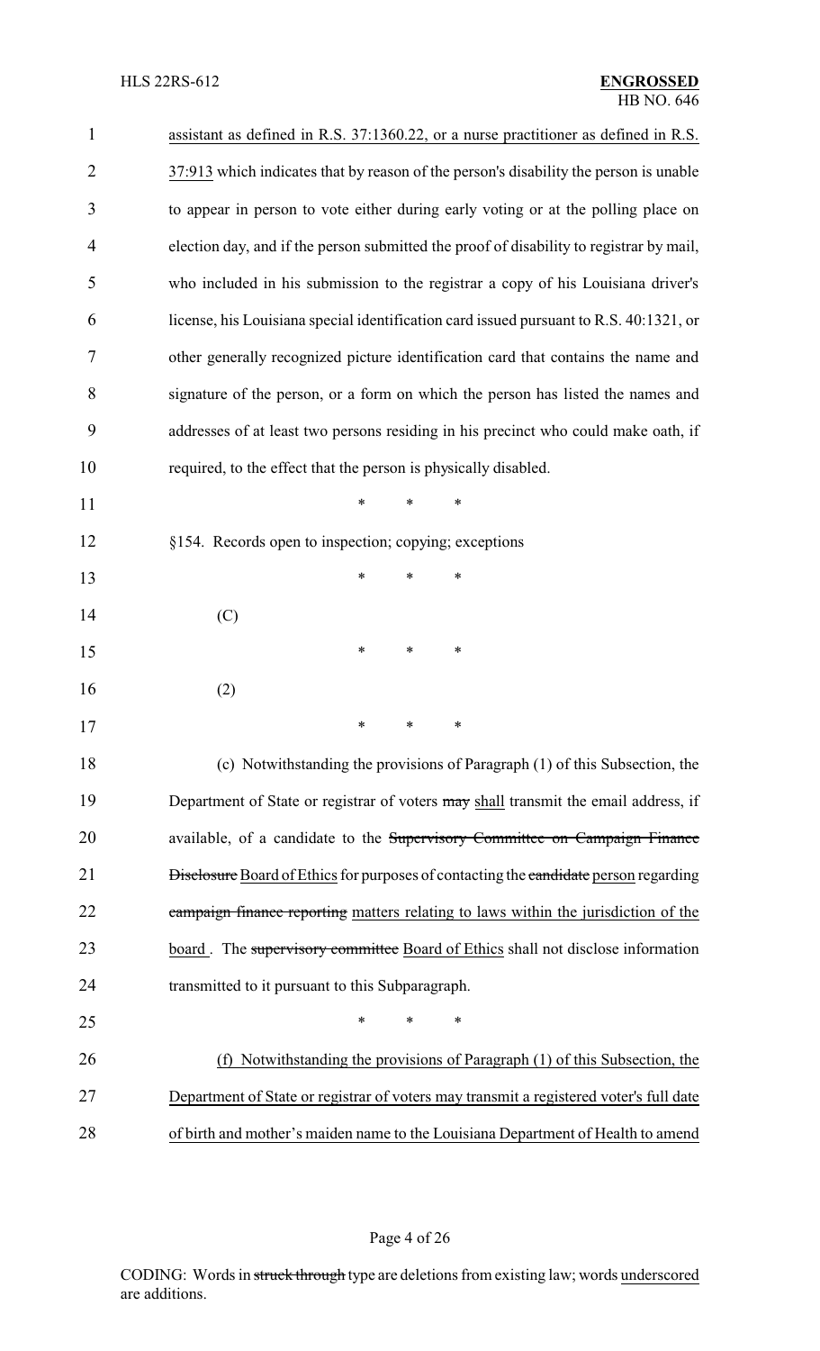assistant as defined in R.S. 37:1360.22, or a nurse practitioner as defined in R.S. 37:913 which indicates that by reason of the person's disability the person is unable to appear in person to vote either during early voting or at the polling place on election day, and if the person submitted the proof of disability to registrar by mail, who included in his submission to the registrar a copy of his Louisiana driver's license, his Louisiana special identification card issued pursuant to R.S. 40:1321, or other generally recognized picture identification card that contains the name and signature of the person, or a form on which the person has listed the names and addresses of at least two persons residing in his precinct who could make oath, if required, to the effect that the person is physically disabled.

\* \* \*

§154. Records open to inspection; copying; exceptions

\* \* \*

(C)

\* \* \*

(2)

\* \* \*

(c) Notwithstanding the provisions of Paragraph (1) of this Subsection, the Department of State or registrar of voters ~~may~~ shall transmit the email address, if available, of a candidate to the ~~Supervisory Committee on Campaign Finance Disclosure~~ Board of Ethics for purposes of contacting the ~~candidate~~ person regarding ~~campaign finance reporting~~ matters relating to laws within the jurisdiction of the board . The ~~supervisory committee~~ Board of Ethics shall not disclose information transmitted to it pursuant to this Subparagraph.

\* \* \*

(f) Notwithstanding the provisions of Paragraph (1) of this Subsection, the Department of State or registrar of voters may transmit a registered voter's full date of birth and mother's maiden name to the Louisiana Department of Health to amend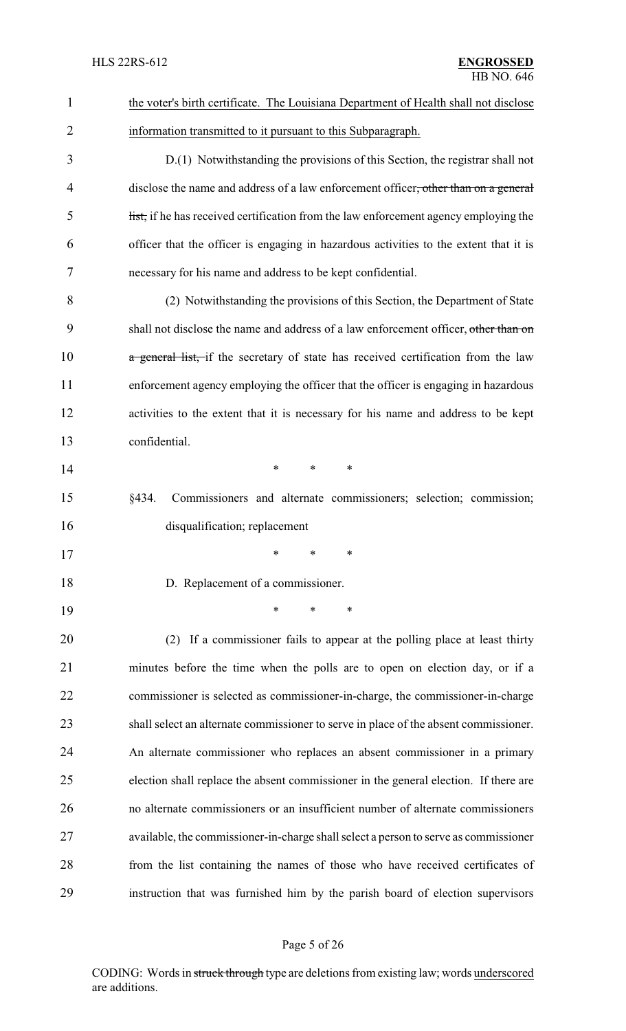the voter's birth certificate. The Louisiana Department of Health shall not disclose information transmitted to it pursuant to this Subparagraph.

D.(1) Notwithstanding the provisions of this Section, the registrar shall not disclose the name and address of a law enforcement officer~~, other than on a general list,~~ if he has received certification from the law enforcement agency employing the officer that the officer is engaging in hazardous activities to the extent that it is necessary for his name and address to be kept confidential.

(2) Notwithstanding the provisions of this Section, the Department of State shall not disclose the name and address of a law enforcement officer, ~~other than on a general list,~~ if the secretary of state has received certification from the law enforcement agency employing the officer that the officer is engaging in hazardous activities to the extent that it is necessary for his name and address to be kept confidential.

\* \* \*

§434. Commissioners and alternate commissioners; selection; commission; disqualification; replacement

\* \* \*

D. Replacement of a commissioner.

\* \* \*

(2) If a commissioner fails to appear at the polling place at least thirty minutes before the time when the polls are to open on election day, or if a commissioner is selected as commissioner-in-charge, the commissioner-in-charge shall select an alternate commissioner to serve in place of the absent commissioner. An alternate commissioner who replaces an absent commissioner in a primary election shall replace the absent commissioner in the general election. If there are no alternate commissioners or an insufficient number of alternate commissioners available, the commissioner-in-charge shall select a person to serve as commissioner from the list containing the names of those who have received certificates of instruction that was furnished him by the parish board of election supervisors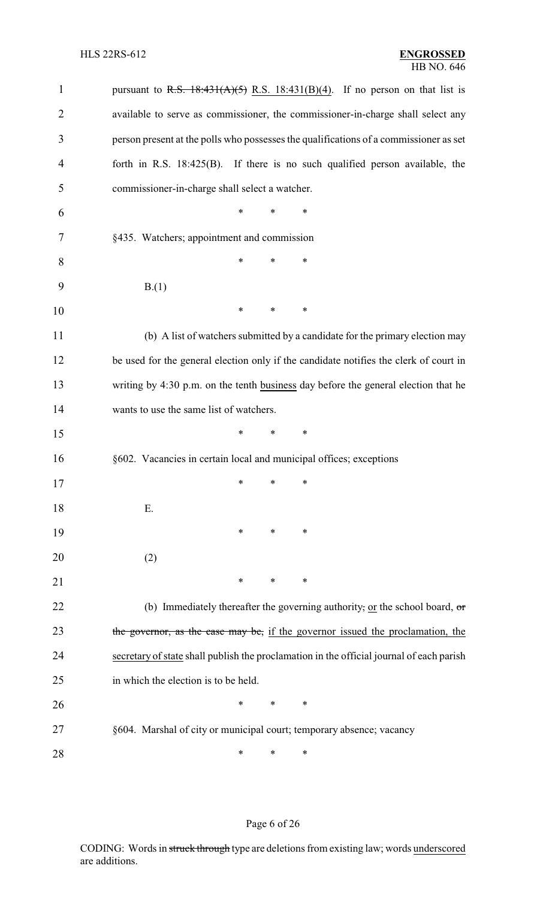pursuant to ~~R.S. 18:431(A)(5)~~ R.S. 18:431(B)(4). If no person on that list is available to serve as commissioner, the commissioner-in-charge shall select any person present at the polls who possesses the qualifications of a commissioner as set forth in R.S. 18:425(B). If there is no such qualified person available, the commissioner-in-charge shall select a watcher.

\* \* \*

§435. Watchers; appointment and commission

\* \* \*

B.(1)

\* \* \*

(b) A list of watchers submitted by a candidate for the primary election may be used for the general election only if the candidate notifies the clerk of court in writing by 4:30 p.m. on the tenth <u>business</u> day before the general election that he wants to use the same list of watchers.

\* \* \*

§602. Vacancies in certain local and municipal offices; exceptions

\* \* \*

E.

\* \* \*

(2)

\* \* \*

(b) Immediately thereafter the governing authority~~,~~ <u>or</u> the school board, ~~or the governor, as the case may be,~~ <u>if the governor issued the proclamation, the secretary of state</u> shall publish the proclamation in the official journal of each parish in which the election is to be held.

\* \* \*

§604. Marshal of city or municipal court; temporary absence; vacancy

\* \* \*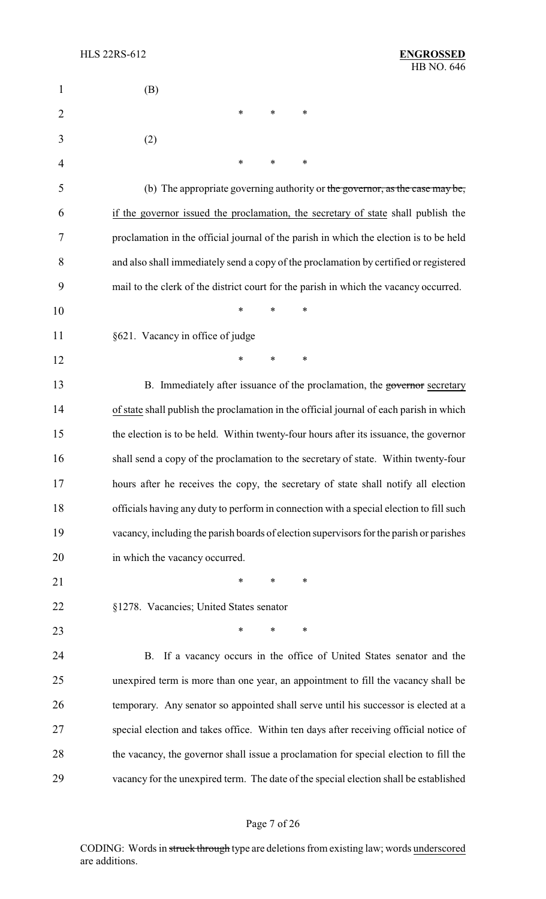(B)

\* \* \*

(2)

\* \* \*

(b) The appropriate governing authority or ~~the governor, as the case may be,~~ if the governor issued the proclamation, the secretary of state shall publish the proclamation in the official journal of the parish in which the election is to be held and also shall immediately send a copy of the proclamation by certified or registered mail to the clerk of the district court for the parish in which the vacancy occurred.

\* \* \*

§621. Vacancy in office of judge

\* \* \*

B. Immediately after issuance of the proclamation, the ~~governor~~ secretary of state shall publish the proclamation in the official journal of each parish in which the election is to be held. Within twenty-four hours after its issuance, the governor shall send a copy of the proclamation to the secretary of state. Within twenty-four hours after he receives the copy, the secretary of state shall notify all election officials having any duty to perform in connection with a special election to fill such vacancy, including the parish boards of election supervisors for the parish or parishes in which the vacancy occurred.

\* \* \*

§1278. Vacancies; United States senator

\* \* \*

B. If a vacancy occurs in the office of United States senator and the unexpired term is more than one year, an appointment to fill the vacancy shall be temporary. Any senator so appointed shall serve until his successor is elected at a special election and takes office. Within ten days after receiving official notice of the vacancy, the governor shall issue a proclamation for special election to fill the vacancy for the unexpired term. The date of the special election shall be established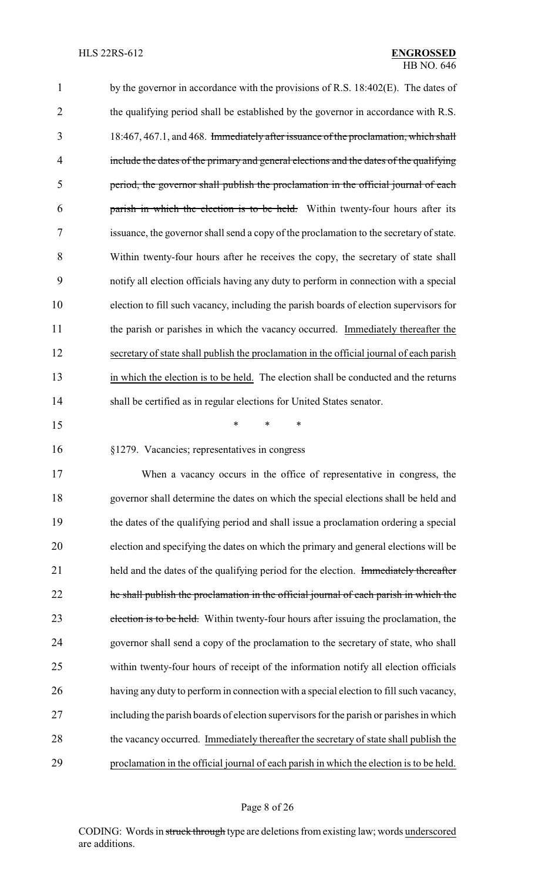by the governor in accordance with the provisions of R.S. 18:402(E). The dates of the qualifying period shall be established by the governor in accordance with R.S. 18:467, 467.1, and 468. ~~Immediately after issuance of the proclamation, which shall include the dates of the primary and general elections and the dates of the qualifying period, the governor shall publish the proclamation in the official journal of each parish in which the election is to be held.~~ Within twenty-four hours after its issuance, the governor shall send a copy of the proclamation to the secretary of state. Within twenty-four hours after he receives the copy, the secretary of state shall notify all election officials having any duty to perform in connection with a special election to fill such vacancy, including the parish boards of election supervisors for the parish or parishes in which the vacancy occurred. <u>Immediately thereafter the secretary of state shall publish the proclamation in the official journal of each parish in which the election is to be held.</u> The election shall be conducted and the returns shall be certified as in regular elections for United States senator.

\* \* \*

§1279. Vacancies; representatives in congress

When a vacancy occurs in the office of representative in congress, the governor shall determine the dates on which the special elections shall be held and the dates of the qualifying period and shall issue a proclamation ordering a special election and specifying the dates on which the primary and general elections will be held and the dates of the qualifying period for the election. ~~Immediately thereafter he shall publish the proclamation in the official journal of each parish in which the election is to be held.~~ Within twenty-four hours after issuing the proclamation, the governor shall send a copy of the proclamation to the secretary of state, who shall within twenty-four hours of receipt of the information notify all election officials having any duty to perform in connection with a special election to fill such vacancy, including the parish boards of election supervisors for the parish or parishes in which the vacancy occurred. <u>Immediately thereafter the secretary of state shall publish the proclamation in the official journal of each parish in which the election is to be held.</u>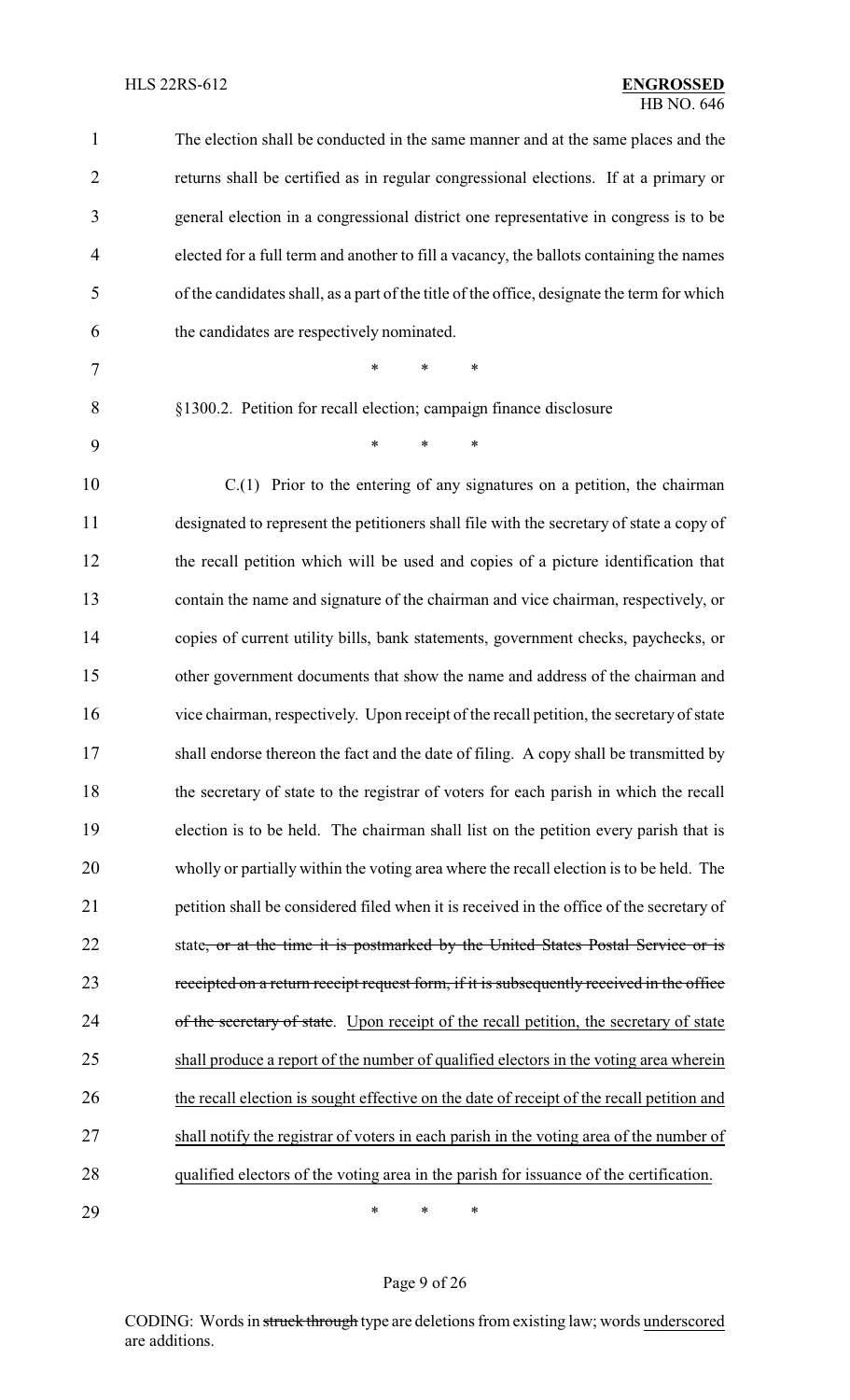The election shall be conducted in the same manner and at the same places and the returns shall be certified as in regular congressional elections. If at a primary or general election in a congressional district one representative in congress is to be elected for a full term and another to fill a vacancy, the ballots containing the names of the candidates shall, as a part of the title of the office, designate the term for which the candidates are respectively nominated.

\* \* \*

§1300.2. Petition for recall election; campaign finance disclosure

\* \* \*

C.(1) Prior to the entering of any signatures on a petition, the chairman designated to represent the petitioners shall file with the secretary of state a copy of the recall petition which will be used and copies of a picture identification that contain the name and signature of the chairman and vice chairman, respectively, or copies of current utility bills, bank statements, government checks, paychecks, or other government documents that show the name and address of the chairman and vice chairman, respectively. Upon receipt of the recall petition, the secretary of state shall endorse thereon the fact and the date of filing. A copy shall be transmitted by the secretary of state to the registrar of voters for each parish in which the recall election is to be held. The chairman shall list on the petition every parish that is wholly or partially within the voting area where the recall election is to be held. The petition shall be considered filed when it is received in the office of the secretary of state~~, or at the time it is postmarked by the United States Postal Service or is receipted on a return receipt request form, if it is subsequently received in the office of the secretary of state~~. <u>Upon receipt of the recall petition, the secretary of state shall produce a report of the number of qualified electors in the voting area wherein the recall election is sought effective on the date of receipt of the recall petition and shall notify the registrar of voters in each parish in the voting area of the number of qualified electors of the voting area in the parish for issuance of the certification.</u>

\* \* \*

CODING: Words in ~~struck through~~ type are deletions from existing law; words <u>underscored</u> are additions.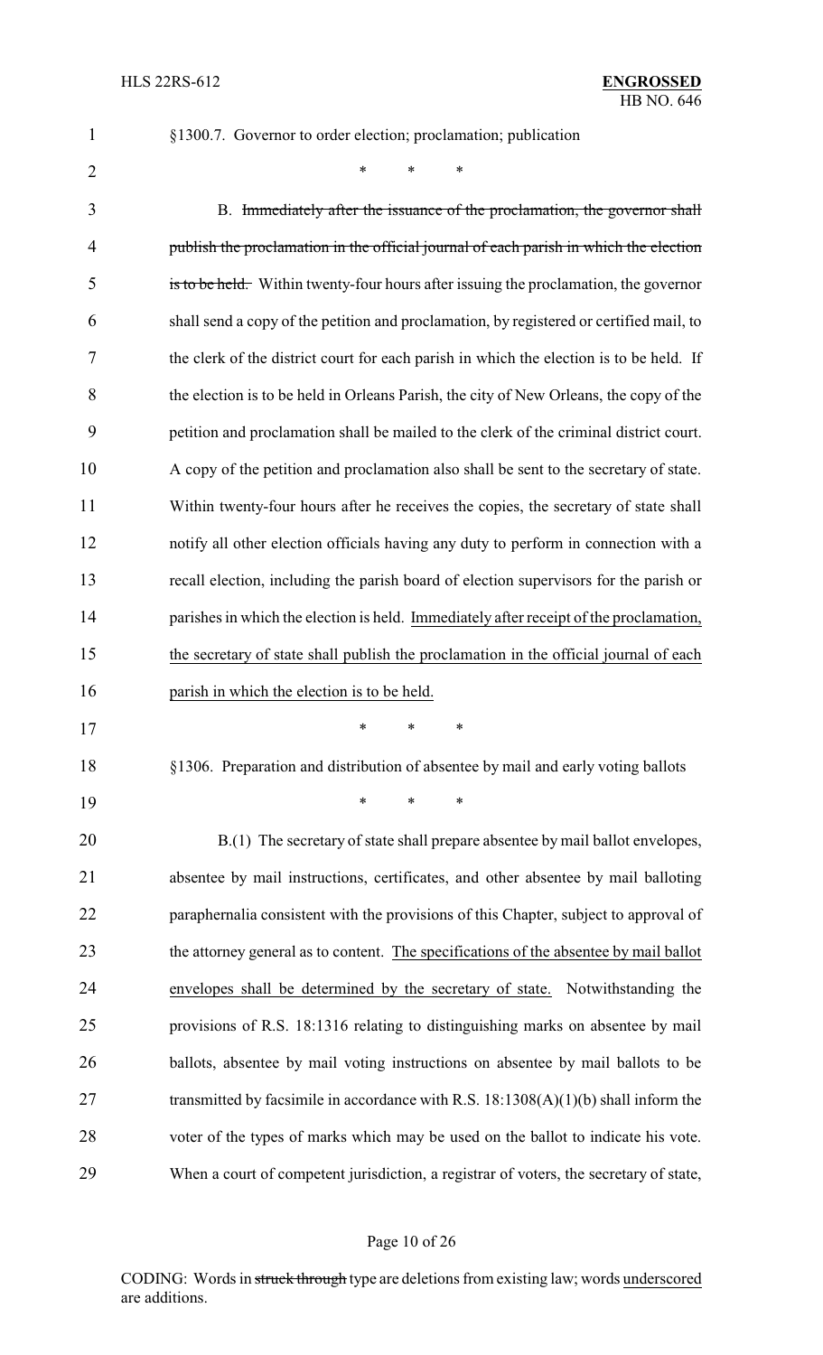§1300.7. Governor to order election; proclamation; publication

\* \* \*

B. ~~Immediately after the issuance of the proclamation, the governor shall publish the proclamation in the official journal of each parish in which the election is to be held.~~ Within twenty-four hours after issuing the proclamation, the governor shall send a copy of the petition and proclamation, by registered or certified mail, to the clerk of the district court for each parish in which the election is to be held. If the election is to be held in Orleans Parish, the city of New Orleans, the copy of the petition and proclamation shall be mailed to the clerk of the criminal district court. A copy of the petition and proclamation also shall be sent to the secretary of state. Within twenty-four hours after he receives the copies, the secretary of state shall notify all other election officials having any duty to perform in connection with a recall election, including the parish board of election supervisors for the parish or parishes in which the election is held. <u>Immediately after receipt of the proclamation, the secretary of state shall publish the proclamation in the official journal of each parish in which the election is to be held.</u>

\* \* \*

§1306. Preparation and distribution of absentee by mail and early voting ballots

\* \* \*

B.(1) The secretary of state shall prepare absentee by mail ballot envelopes, absentee by mail instructions, certificates, and other absentee by mail balloting paraphernalia consistent with the provisions of this Chapter, subject to approval of the attorney general as to content. <u>The specifications of the absentee by mail ballot envelopes shall be determined by the secretary of state.</u> Notwithstanding the provisions of R.S. 18:1316 relating to distinguishing marks on absentee by mail ballots, absentee by mail voting instructions on absentee by mail ballots to be transmitted by facsimile in accordance with R.S. 18:1308(A)(1)(b) shall inform the voter of the types of marks which may be used on the ballot to indicate his vote. When a court of competent jurisdiction, a registrar of voters, the secretary of state,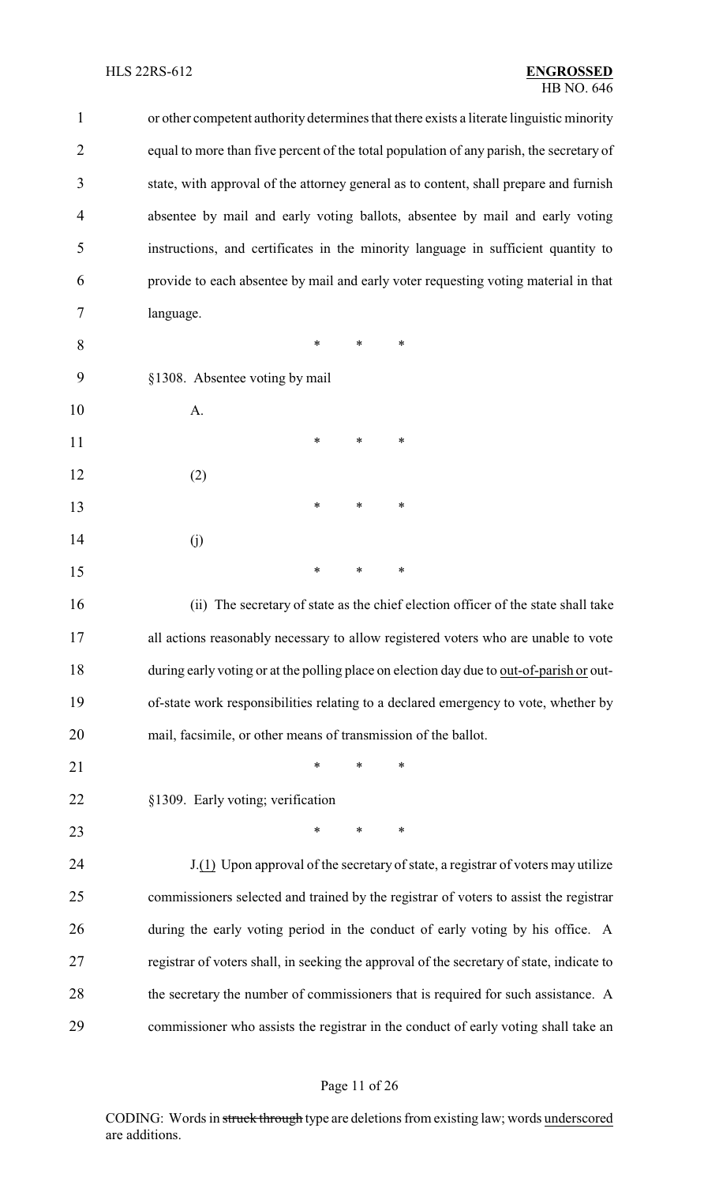or other competent authority determines that there exists a literate linguistic minority equal to more than five percent of the total population of any parish, the secretary of state, with approval of the attorney general as to content, shall prepare and furnish absentee by mail and early voting ballots, absentee by mail and early voting instructions, and certificates in the minority language in sufficient quantity to provide to each absentee by mail and early voter requesting voting material in that language.

\* \* \*

§1308. Absentee voting by mail

A.

\* \* \*

(2)

\* \* \*

(j)

\* \* \*

(ii) The secretary of state as the chief election officer of the state shall take all actions reasonably necessary to allow registered voters who are unable to vote during early voting or at the polling place on election day due to <u>out-of-parish or</u> out-of-state work responsibilities relating to a declared emergency to vote, whether by mail, facsimile, or other means of transmission of the ballot.

\* \* \*

§1309. Early voting; verification

\* \* \*

J.<u>(1)</u> Upon approval of the secretary of state, a registrar of voters may utilize commissioners selected and trained by the registrar of voters to assist the registrar during the early voting period in the conduct of early voting by his office. A registrar of voters shall, in seeking the approval of the secretary of state, indicate to the secretary the number of commissioners that is required for such assistance. A commissioner who assists the registrar in the conduct of early voting shall take an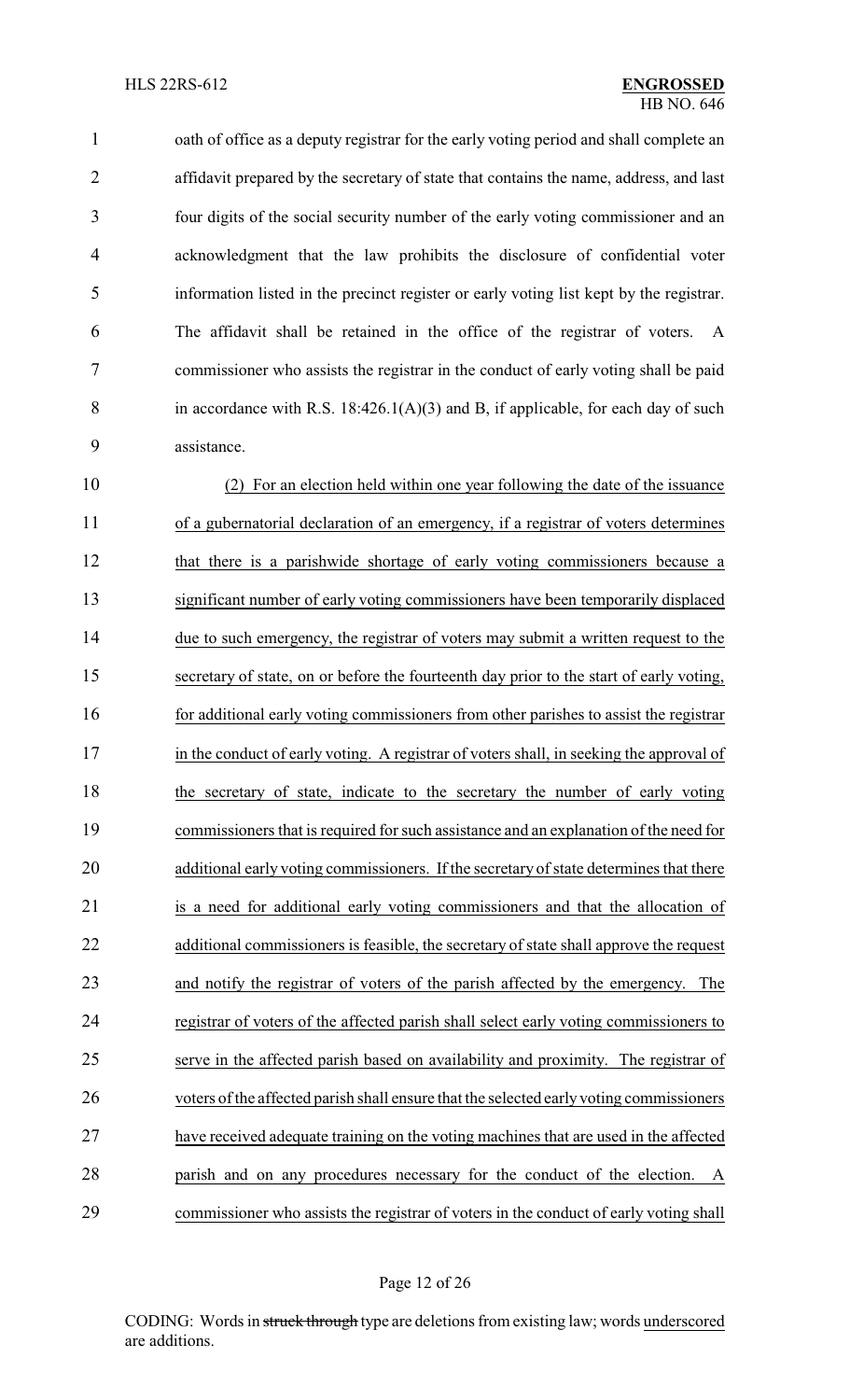oath of office as a deputy registrar for the early voting period and shall complete an affidavit prepared by the secretary of state that contains the name, address, and last four digits of the social security number of the early voting commissioner and an acknowledgment that the law prohibits the disclosure of confidential voter information listed in the precinct register or early voting list kept by the registrar. The affidavit shall be retained in the office of the registrar of voters. A commissioner who assists the registrar in the conduct of early voting shall be paid in accordance with R.S. 18:426.1(A)(3) and B, if applicable, for each day of such assistance.

<u>(2) For an election held within one year following the date of the issuance of a gubernatorial declaration of an emergency, if a registrar of voters determines that there is a parishwide shortage of early voting commissioners because a significant number of early voting commissioners have been temporarily displaced due to such emergency, the registrar of voters may submit a written request to the secretary of state, on or before the fourteenth day prior to the start of early voting, for additional early voting commissioners from other parishes to assist the registrar in the conduct of early voting. A registrar of voters shall, in seeking the approval of the secretary of state, indicate to the secretary the number of early voting commissioners that is required for such assistance and an explanation of the need for additional early voting commissioners. If the secretary of state determines that there is a need for additional early voting commissioners and that the allocation of additional commissioners is feasible, the secretary of state shall approve the request and notify the registrar of voters of the parish affected by the emergency. The registrar of voters of the affected parish shall select early voting commissioners to serve in the affected parish based on availability and proximity. The registrar of voters of the affected parish shall ensure that the selected early voting commissioners have received adequate training on the voting machines that are used in the affected parish and on any procedures necessary for the conduct of the election. A commissioner who assists the registrar of voters in the conduct of early voting shall</u>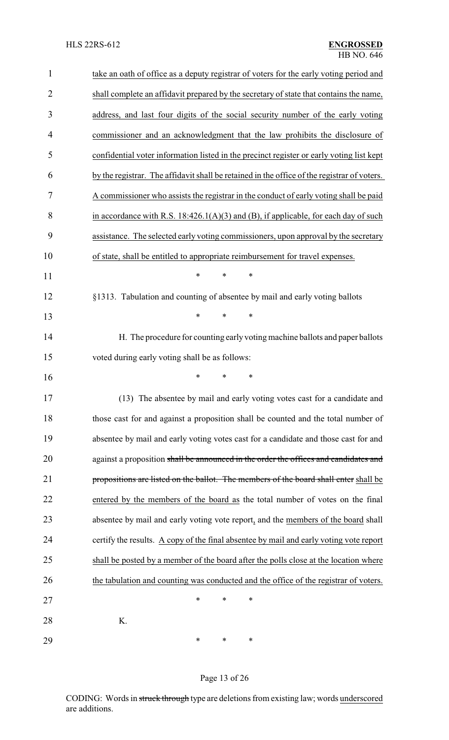take an oath of office as a deputy registrar of voters for the early voting period and shall complete an affidavit prepared by the secretary of state that contains the name, address, and last four digits of the social security number of the early voting commissioner and an acknowledgment that the law prohibits the disclosure of confidential voter information listed in the precinct register or early voting list kept by the registrar. The affidavit shall be retained in the office of the registrar of voters. A commissioner who assists the registrar in the conduct of early voting shall be paid in accordance with R.S. 18:426.1(A)(3) and (B), if applicable, for each day of such assistance. The selected early voting commissioners, upon approval by the secretary of state, shall be entitled to appropriate reimbursement for travel expenses.

\* \* \*

§1313. Tabulation and counting of absentee by mail and early voting ballots

\* \* \*

H. The procedure for counting early voting machine ballots and paper ballots voted during early voting shall be as follows:

\* \* \*

(13) The absentee by mail and early voting votes cast for a candidate and those cast for and against a proposition shall be counted and the total number of absentee by mail and early voting votes cast for a candidate and those cast for and against a proposition ~~shall be announced in the order the offices and candidates and propositions are listed on the ballot. The members of the board shall enter~~ shall be entered by the members of the board as the total number of votes on the final absentee by mail and early voting vote report, and the members of the board shall certify the results. A copy of the final absentee by mail and early voting vote report shall be posted by a member of the board after the polls close at the location where the tabulation and counting was conducted and the office of the registrar of voters.

\* \* \*

K.

\* \* \*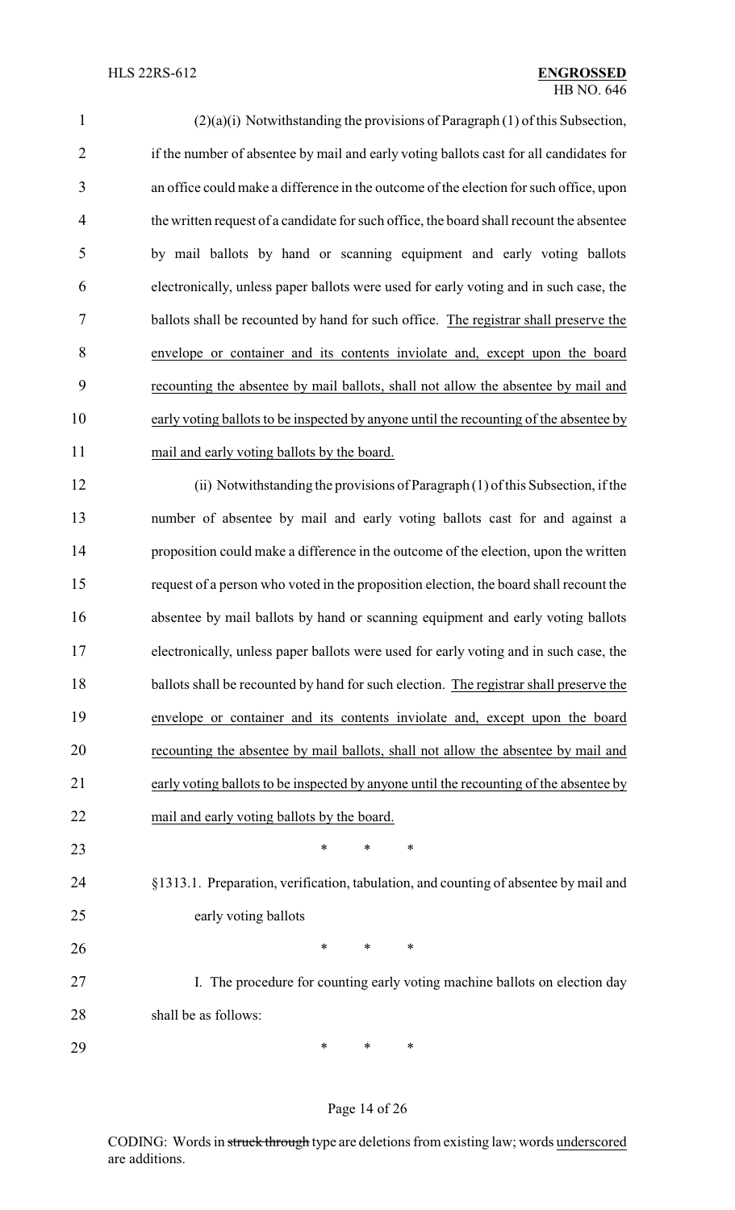(2)(a)(i) Notwithstanding the provisions of Paragraph (1) of this Subsection, if the number of absentee by mail and early voting ballots cast for all candidates for an office could make a difference in the outcome of the election for such office, upon the written request of a candidate for such office, the board shall recount the absentee by mail ballots by hand or scanning equipment and early voting ballots electronically, unless paper ballots were used for early voting and in such case, the ballots shall be recounted by hand for such office. The registrar shall preserve the envelope or container and its contents inviolate and, except upon the board recounting the absentee by mail ballots, shall not allow the absentee by mail and early voting ballots to be inspected by anyone until the recounting of the absentee by mail and early voting ballots by the board.

(ii) Notwithstanding the provisions of Paragraph (1) of this Subsection, if the number of absentee by mail and early voting ballots cast for and against a proposition could make a difference in the outcome of the election, upon the written request of a person who voted in the proposition election, the board shall recount the absentee by mail ballots by hand or scanning equipment and early voting ballots electronically, unless paper ballots were used for early voting and in such case, the ballots shall be recounted by hand for such election. The registrar shall preserve the envelope or container and its contents inviolate and, except upon the board recounting the absentee by mail ballots, shall not allow the absentee by mail and early voting ballots to be inspected by anyone until the recounting of the absentee by mail and early voting ballots by the board.

\* \* \*

§1313.1. Preparation, verification, tabulation, and counting of absentee by mail and early voting ballots

\* \* \*

I. The procedure for counting early voting machine ballots on election day shall be as follows:

\* \* \*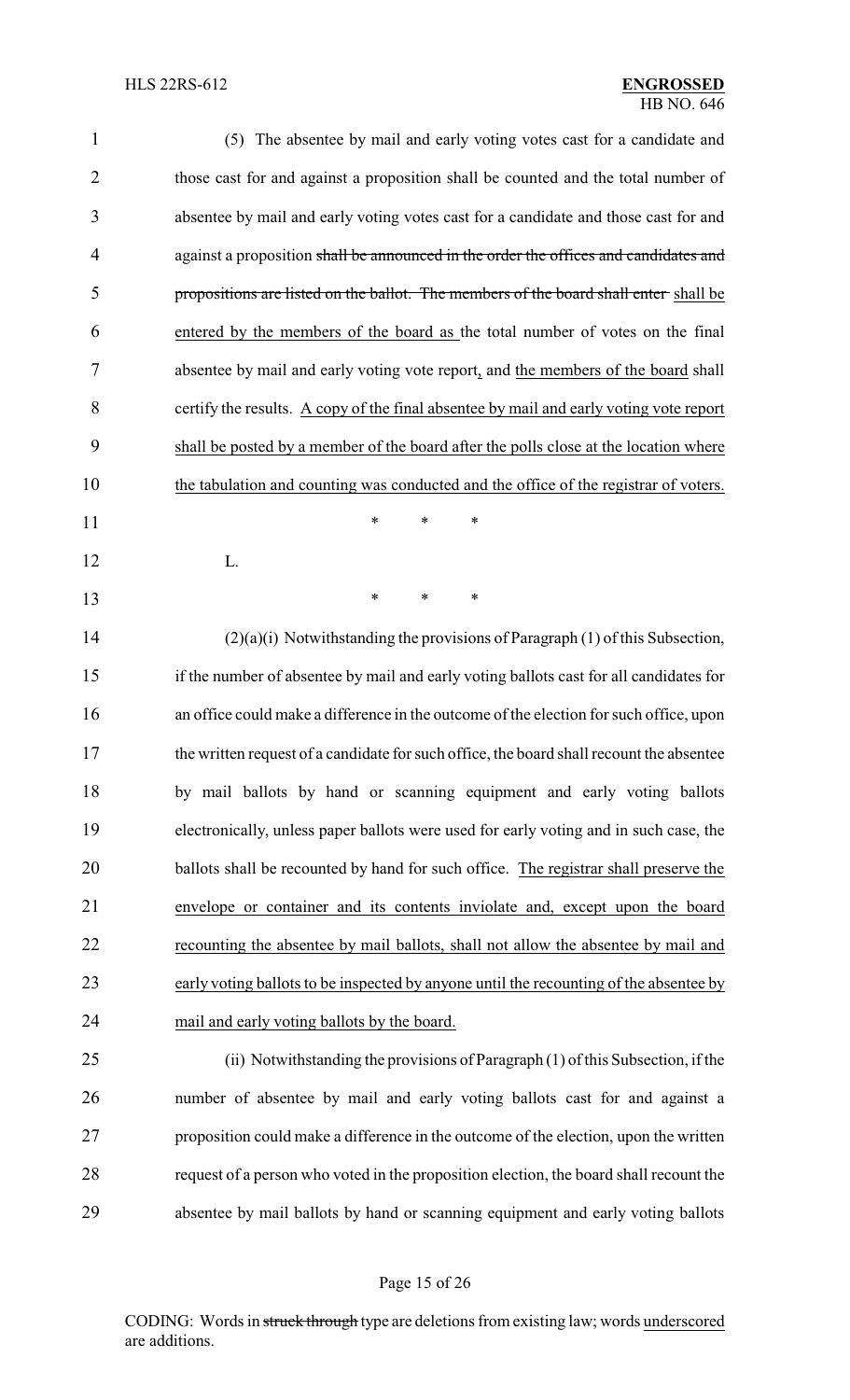(5) The absentee by mail and early voting votes cast for a candidate and those cast for and against a proposition shall be counted and the total number of absentee by mail and early voting votes cast for a candidate and those cast for and against a proposition ~~shall be announced in the order the offices and candidates and propositions are listed on the ballot. The members of the board shall enter~~ shall be entered by the members of the board as the total number of votes on the final absentee by mail and early voting vote report, and the members of the board shall certify the results. A copy of the final absentee by mail and early voting vote report shall be posted by a member of the board after the polls close at the location where the tabulation and counting was conducted and the office of the registrar of voters.

\* \* \*

L.

\* \* \*

(2)(a)(i) Notwithstanding the provisions of Paragraph (1) of this Subsection, if the number of absentee by mail and early voting ballots cast for all candidates for an office could make a difference in the outcome of the election for such office, upon the written request of a candidate for such office, the board shall recount the absentee by mail ballots by hand or scanning equipment and early voting ballots electronically, unless paper ballots were used for early voting and in such case, the ballots shall be recounted by hand for such office. The registrar shall preserve the envelope or container and its contents inviolate and, except upon the board recounting the absentee by mail ballots, shall not allow the absentee by mail and early voting ballots to be inspected by anyone until the recounting of the absentee by mail and early voting ballots by the board.

(ii) Notwithstanding the provisions of Paragraph (1) of this Subsection, if the number of absentee by mail and early voting ballots cast for and against a proposition could make a difference in the outcome of the election, upon the written request of a person who voted in the proposition election, the board shall recount the absentee by mail ballots by hand or scanning equipment and early voting ballots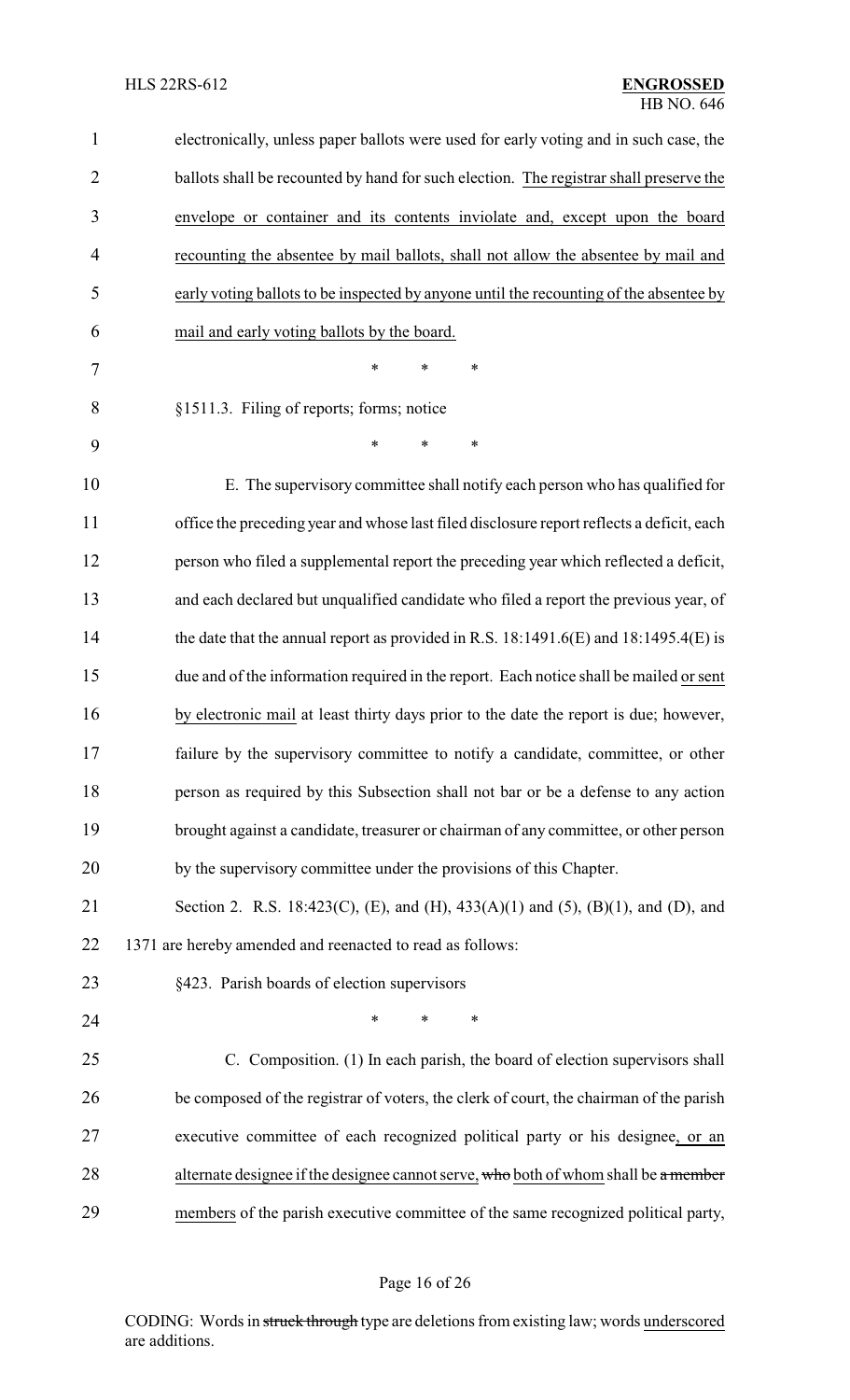electronically, unless paper ballots were used for early voting and in such case, the ballots shall be recounted by hand for such election. The registrar shall preserve the envelope or container and its contents inviolate and, except upon the board recounting the absentee by mail ballots, shall not allow the absentee by mail and early voting ballots to be inspected by anyone until the recounting of the absentee by mail and early voting ballots by the board.

\* \* \*

§1511.3. Filing of reports; forms; notice

\* \* \*

E. The supervisory committee shall notify each person who has qualified for office the preceding year and whose last filed disclosure report reflects a deficit, each person who filed a supplemental report the preceding year which reflected a deficit, and each declared but unqualified candidate who filed a report the previous year, of the date that the annual report as provided in R.S. 18:1491.6(E) and 18:1495.4(E) is due and of the information required in the report. Each notice shall be mailed or sent by electronic mail at least thirty days prior to the date the report is due; however, failure by the supervisory committee to notify a candidate, committee, or other person as required by this Subsection shall not bar or be a defense to any action brought against a candidate, treasurer or chairman of any committee, or other person by the supervisory committee under the provisions of this Chapter.

Section 2. R.S. 18:423(C), (E), and (H), 433(A)(1) and (5), (B)(1), and (D), and 1371 are hereby amended and reenacted to read as follows:

§423. Parish boards of election supervisors

\* \* \*

C. Composition. (1) In each parish, the board of election supervisors shall be composed of the registrar of voters, the clerk of court, the chairman of the parish executive committee of each recognized political party or his designee, or an alternate designee if the designee cannot serve, ~~who~~ both of whom shall be ~~a member~~ members of the parish executive committee of the same recognized political party,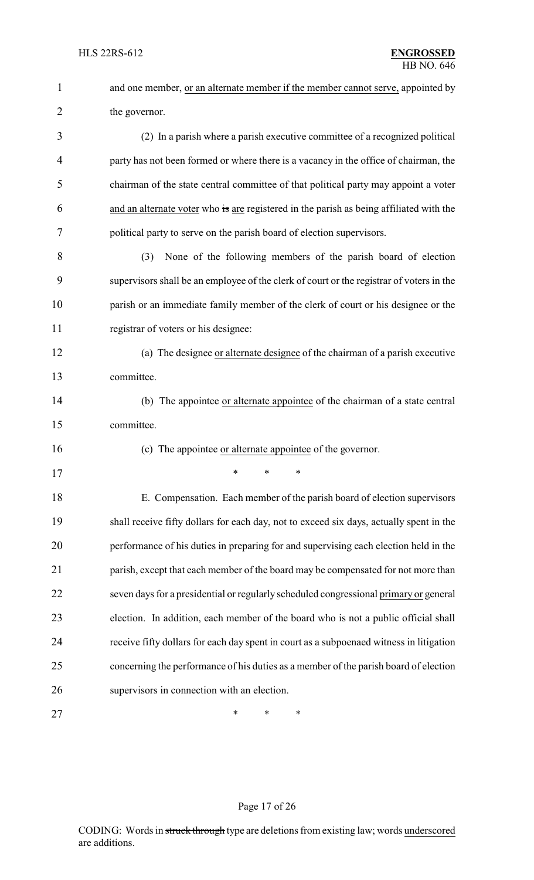and one member, or an alternate member if the member cannot serve, appointed by the governor.

(2) In a parish where a parish executive committee of a recognized political party has not been formed or where there is a vacancy in the office of chairman, the chairman of the state central committee of that political party may appoint a voter and an alternate voter who ~~is~~ are registered in the parish as being affiliated with the political party to serve on the parish board of election supervisors.

(3) None of the following members of the parish board of election supervisors shall be an employee of the clerk of court or the registrar of voters in the parish or an immediate family member of the clerk of court or his designee or the registrar of voters or his designee:

(a) The designee or alternate designee of the chairman of a parish executive committee.

(b) The appointee or alternate appointee of the chairman of a state central committee.

(c) The appointee or alternate appointee of the governor.

\* \* \*

E. Compensation. Each member of the parish board of election supervisors shall receive fifty dollars for each day, not to exceed six days, actually spent in the performance of his duties in preparing for and supervising each election held in the parish, except that each member of the board may be compensated for not more than seven days for a presidential or regularly scheduled congressional primary or general election. In addition, each member of the board who is not a public official shall receive fifty dollars for each day spent in court as a subpoenaed witness in litigation concerning the performance of his duties as a member of the parish board of election supervisors in connection with an election.

\* \* \*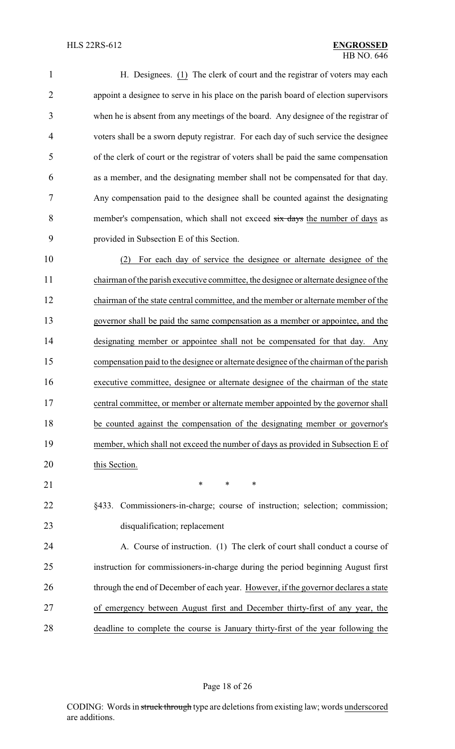H. Designees. (1) The clerk of court and the registrar of voters may each appoint a designee to serve in his place on the parish board of election supervisors when he is absent from any meetings of the board. Any designee of the registrar of voters shall be a sworn deputy registrar. For each day of such service the designee of the clerk of court or the registrar of voters shall be paid the same compensation as a member, and the designating member shall not be compensated for that day. Any compensation paid to the designee shall be counted against the designating member's compensation, which shall not exceed ~~six days~~ the number of days as provided in Subsection E of this Section.

(2) For each day of service the designee or alternate designee of the chairman of the parish executive committee, the designee or alternate designee of the chairman of the state central committee, and the member or alternate member of the governor shall be paid the same compensation as a member or appointee, and the designating member or appointee shall not be compensated for that day. Any compensation paid to the designee or alternate designee of the chairman of the parish executive committee, designee or alternate designee of the chairman of the state central committee, or member or alternate member appointed by the governor shall be counted against the compensation of the designating member or governor's member, which shall not exceed the number of days as provided in Subsection E of this Section.

\* \* \*

§433. Commissioners-in-charge; course of instruction; selection; commission; disqualification; replacement

A. Course of instruction. (1) The clerk of court shall conduct a course of instruction for commissioners-in-charge during the period beginning August first through the end of December of each year. However, if the governor declares a state of emergency between August first and December thirty-first of any year, the deadline to complete the course is January thirty-first of the year following the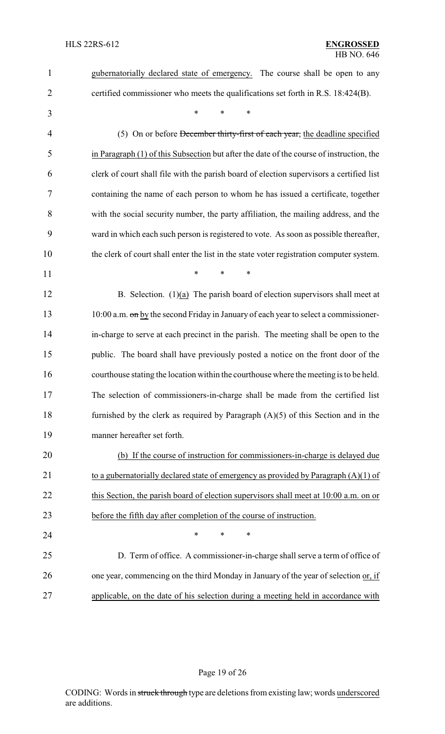gubernatorially declared state of emergency. The course shall be open to any certified commissioner who meets the qualifications set forth in R.S. 18:424(B).

\* \* \*

(5) On or before ~~December thirty-first of each year,~~ the deadline specified in Paragraph (1) of this Subsection but after the date of the course of instruction, the clerk of court shall file with the parish board of election supervisors a certified list containing the name of each person to whom he has issued a certificate, together with the social security number, the party affiliation, the mailing address, and the ward in which each such person is registered to vote. As soon as possible thereafter, the clerk of court shall enter the list in the state voter registration computer system.

\* \* \*

B. Selection. (1)<u>(a)</u> The parish board of election supervisors shall meet at 10:00 a.m. ~~on~~ <u>by</u> the second Friday in January of each year to select a commissioner-in-charge to serve at each precinct in the parish. The meeting shall be open to the public. The board shall have previously posted a notice on the front door of the courthouse stating the location within the courthouse where the meeting is to be held. The selection of commissioners-in-charge shall be made from the certified list furnished by the clerk as required by Paragraph (A)(5) of this Section and in the manner hereafter set forth.

<u>(b) If the course of instruction for commissioners-in-charge is delayed due to a gubernatorially declared state of emergency as provided by Paragraph (A)(1) of this Section, the parish board of election supervisors shall meet at 10:00 a.m. on or before the fifth day after completion of the course of instruction.</u>

\* \* \*

D. Term of office. A commissioner-in-charge shall serve a term of office of one year, commencing on the third Monday in January of the year of selection <u>or, if applicable, on the date of his selection during a meeting held in accordance with</u>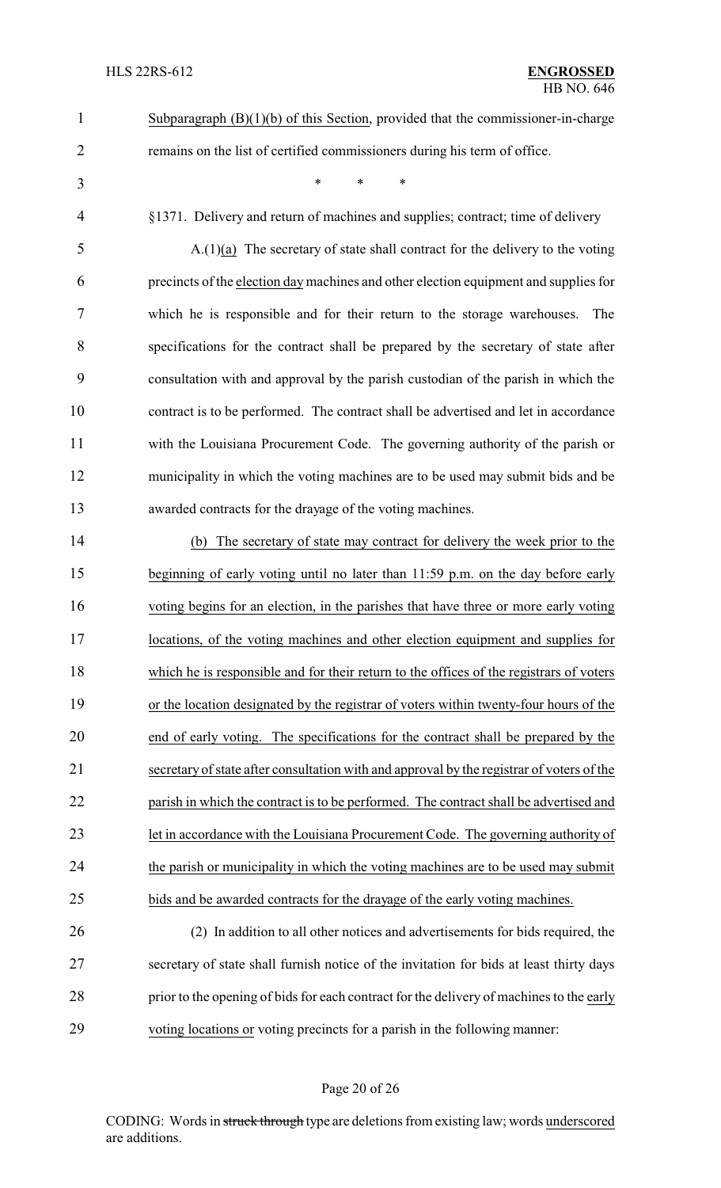Subparagraph (B)(1)(b) of this Section, provided that the commissioner-in-charge remains on the list of certified commissioners during his term of office.

\* \* \*

§1371. Delivery and return of machines and supplies; contract; time of delivery

A.(1)(a) The secretary of state shall contract for the delivery to the voting precincts of the election day machines and other election equipment and supplies for which he is responsible and for their return to the storage warehouses. The specifications for the contract shall be prepared by the secretary of state after consultation with and approval by the parish custodian of the parish in which the contract is to be performed. The contract shall be advertised and let in accordance with the Louisiana Procurement Code. The governing authority of the parish or municipality in which the voting machines are to be used may submit bids and be awarded contracts for the drayage of the voting machines.

(b) The secretary of state may contract for delivery the week prior to the beginning of early voting until no later than 11:59 p.m. on the day before early voting begins for an election, in the parishes that have three or more early voting locations, of the voting machines and other election equipment and supplies for which he is responsible and for their return to the offices of the registrars of voters or the location designated by the registrar of voters within twenty-four hours of the end of early voting. The specifications for the contract shall be prepared by the secretary of state after consultation with and approval by the registrar of voters of the parish in which the contract is to be performed. The contract shall be advertised and let in accordance with the Louisiana Procurement Code. The governing authority of the parish or municipality in which the voting machines are to be used may submit bids and be awarded contracts for the drayage of the early voting machines.

(2) In addition to all other notices and advertisements for bids required, the secretary of state shall furnish notice of the invitation for bids at least thirty days prior to the opening of bids for each contract for the delivery of machines to the early voting locations or voting precincts for a parish in the following manner: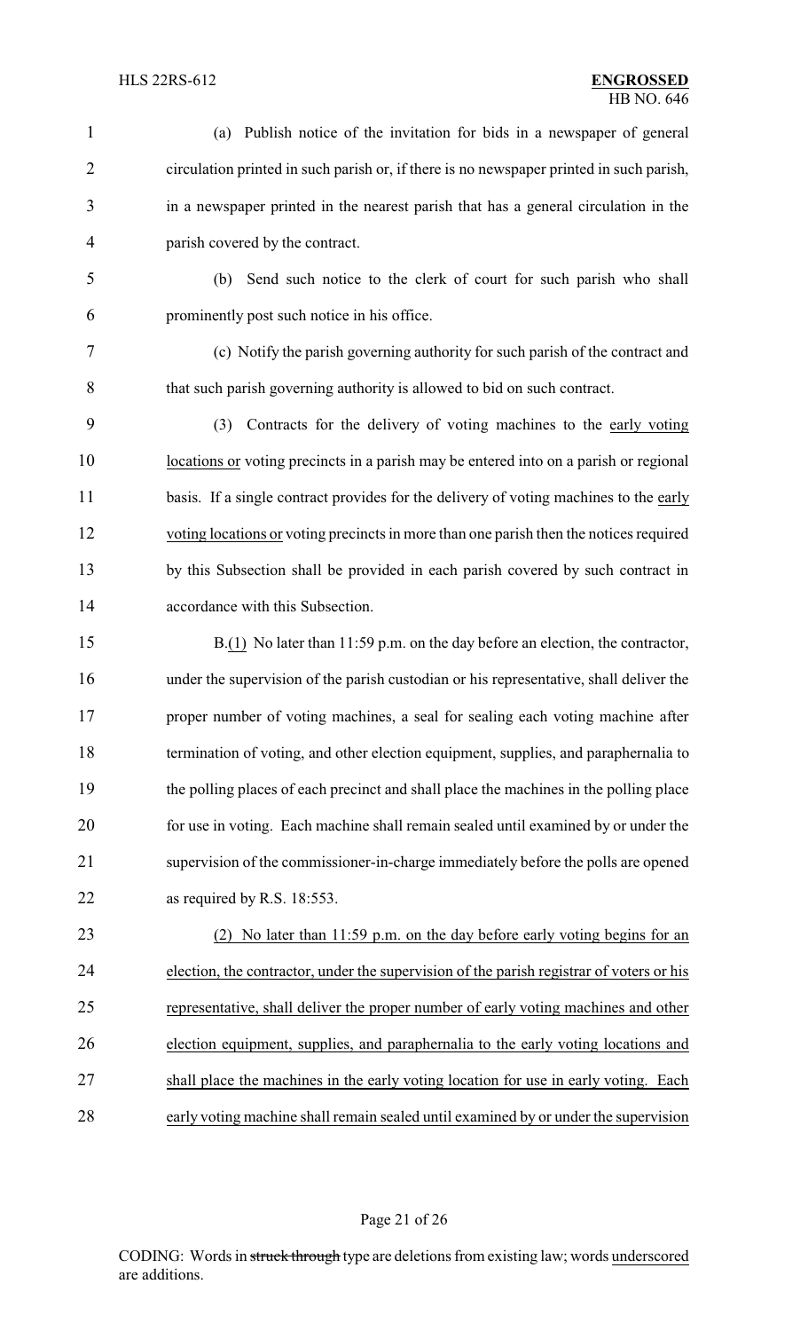(a) Publish notice of the invitation for bids in a newspaper of general circulation printed in such parish or, if there is no newspaper printed in such parish, in a newspaper printed in the nearest parish that has a general circulation in the parish covered by the contract.

(b) Send such notice to the clerk of court for such parish who shall prominently post such notice in his office.

(c) Notify the parish governing authority for such parish of the contract and that such parish governing authority is allowed to bid on such contract.

(3) Contracts for the delivery of voting machines to the early voting locations or voting precincts in a parish may be entered into on a parish or regional basis. If a single contract provides for the delivery of voting machines to the early voting locations or voting precincts in more than one parish then the notices required by this Subsection shall be provided in each parish covered by such contract in accordance with this Subsection.

B.(1) No later than 11:59 p.m. on the day before an election, the contractor, under the supervision of the parish custodian or his representative, shall deliver the proper number of voting machines, a seal for sealing each voting machine after termination of voting, and other election equipment, supplies, and paraphernalia to the polling places of each precinct and shall place the machines in the polling place for use in voting. Each machine shall remain sealed until examined by or under the supervision of the commissioner-in-charge immediately before the polls are opened as required by R.S. 18:553.

(2) No later than 11:59 p.m. on the day before early voting begins for an election, the contractor, under the supervision of the parish registrar of voters or his representative, shall deliver the proper number of early voting machines and other election equipment, supplies, and paraphernalia to the early voting locations and shall place the machines in the early voting location for use in early voting. Each early voting machine shall remain sealed until examined by or under the supervision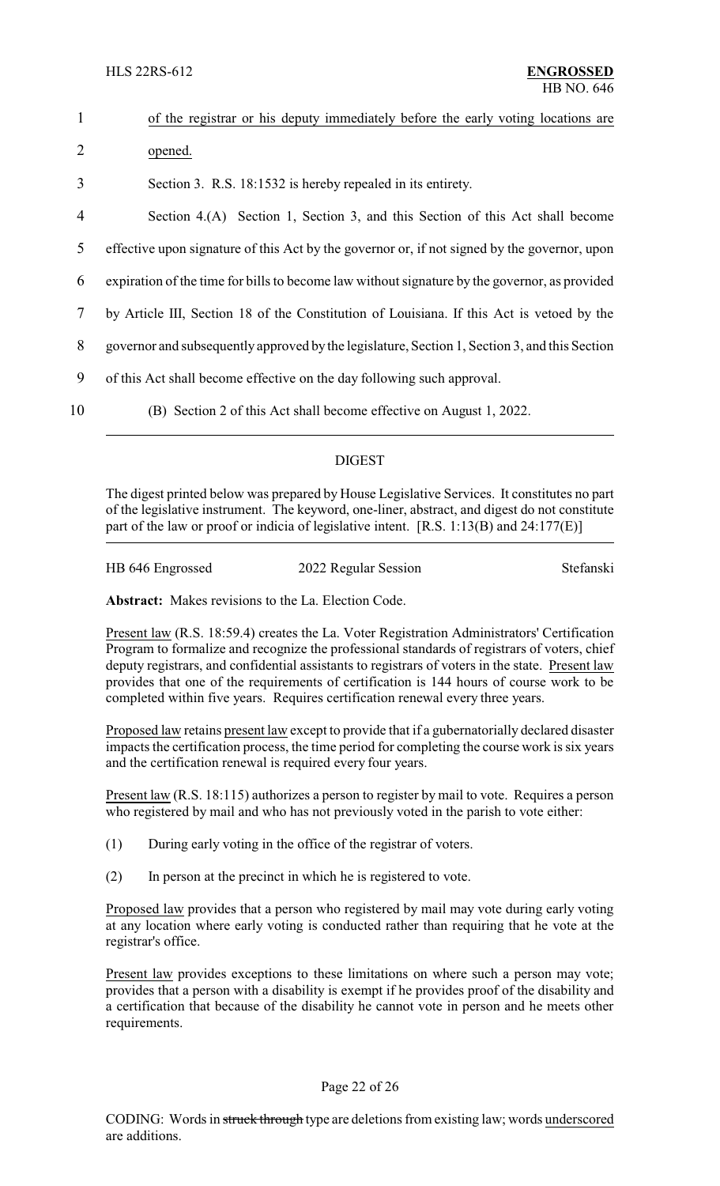of the registrar or his deputy immediately before the early voting locations are opened.

Section 3. R.S. 18:1532 is hereby repealed in its entirety.

Section 4.(A) Section 1, Section 3, and this Section of this Act shall become effective upon signature of this Act by the governor or, if not signed by the governor, upon expiration of the time for bills to become law without signature by the governor, as provided by Article III, Section 18 of the Constitution of Louisiana. If this Act is vetoed by the governor and subsequently approved by the legislature, Section 1, Section 3, and this Section of this Act shall become effective on the day following such approval.

(B) Section 2 of this Act shall become effective on August 1, 2022.

---

## DIGEST

The digest printed below was prepared by House Legislative Services. It constitutes no part of the legislative instrument. The keyword, one-liner, abstract, and digest do not constitute part of the law or proof or indicia of legislative intent. [R.S. 1:13(B) and 24:177(E)]

HB 646 Engrossed — 2022 Regular Session — Stefanski

**Abstract:** Makes revisions to the La. Election Code.

Present law (R.S. 18:59.4) creates the La. Voter Registration Administrators' Certification Program to formalize and recognize the professional standards of registrars of voters, chief deputy registrars, and confidential assistants to registrars of voters in the state. Present law provides that one of the requirements of certification is 144 hours of course work to be completed within five years. Requires certification renewal every three years.

Proposed law retains present law except to provide that if a gubernatorially declared disaster impacts the certification process, the time period for completing the course work is six years and the certification renewal is required every four years.

Present law (R.S. 18:115) authorizes a person to register by mail to vote. Requires a person who registered by mail and who has not previously voted in the parish to vote either:

(1) During early voting in the office of the registrar of voters.

(2) In person at the precinct in which he is registered to vote.

Proposed law provides that a person who registered by mail may vote during early voting at any location where early voting is conducted rather than requiring that he vote at the registrar's office.

Present law provides exceptions to these limitations on where such a person may vote; provides that a person with a disability is exempt if he provides proof of the disability and a certification that because of the disability he cannot vote in person and he meets other requirements.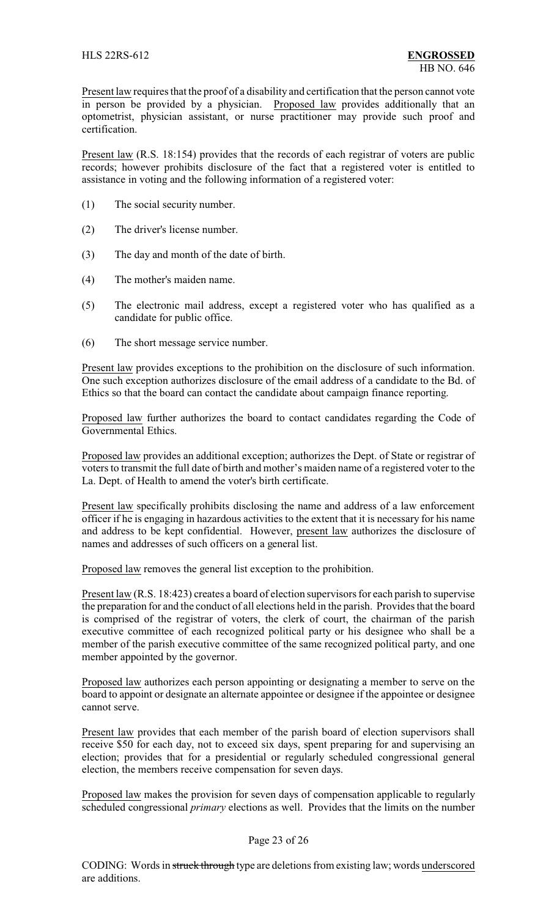Present law requires that the proof of a disability and certification that the person cannot vote in person be provided by a physician. Proposed law provides additionally that an optometrist, physician assistant, or nurse practitioner may provide such proof and certification.

Present law (R.S. 18:154) provides that the records of each registrar of voters are public records; however prohibits disclosure of the fact that a registered voter is entitled to assistance in voting and the following information of a registered voter:

(1) The social security number.

(2) The driver's license number.

(3) The day and month of the date of birth.

(4) The mother's maiden name.

(5) The electronic mail address, except a registered voter who has qualified as a candidate for public office.

(6) The short message service number.

Present law provides exceptions to the prohibition on the disclosure of such information. One such exception authorizes disclosure of the email address of a candidate to the Bd. of Ethics so that the board can contact the candidate about campaign finance reporting.

Proposed law further authorizes the board to contact candidates regarding the Code of Governmental Ethics.

Proposed law provides an additional exception; authorizes the Dept. of State or registrar of voters to transmit the full date of birth and mother's maiden name of a registered voter to the La. Dept. of Health to amend the voter's birth certificate.

Present law specifically prohibits disclosing the name and address of a law enforcement officer if he is engaging in hazardous activities to the extent that it is necessary for his name and address to be kept confidential. However, present law authorizes the disclosure of names and addresses of such officers on a general list.

Proposed law removes the general list exception to the prohibition.

Present law (R.S. 18:423) creates a board of election supervisors for each parish to supervise the preparation for and the conduct of all elections held in the parish. Provides that the board is comprised of the registrar of voters, the clerk of court, the chairman of the parish executive committee of each recognized political party or his designee who shall be a member of the parish executive committee of the same recognized political party, and one member appointed by the governor.

Proposed law authorizes each person appointing or designating a member to serve on the board to appoint or designate an alternate appointee or designee if the appointee or designee cannot serve.

Present law provides that each member of the parish board of election supervisors shall receive $50 for each day, not to exceed six days, spent preparing for and supervising an election; provides that for a presidential or regularly scheduled congressional general election, the members receive compensation for seven days.

Proposed law makes the provision for seven days of compensation applicable to regularly scheduled congressional *primary* elections as well. Provides that the limits on the number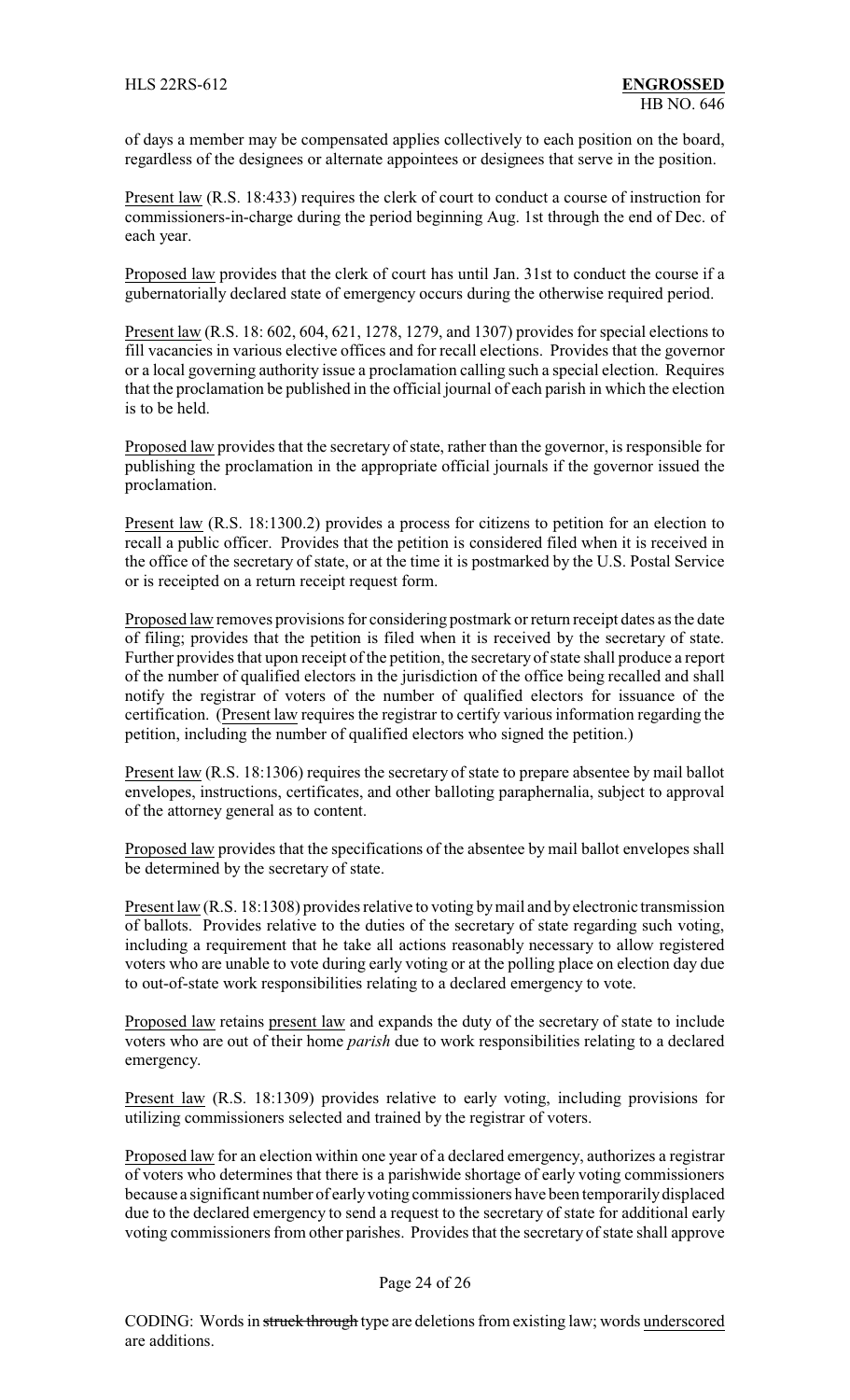of days a member may be compensated applies collectively to each position on the board, regardless of the designees or alternate appointees or designees that serve in the position.

Present law (R.S. 18:433) requires the clerk of court to conduct a course of instruction for commissioners-in-charge during the period beginning Aug. 1st through the end of Dec. of each year.

Proposed law provides that the clerk of court has until Jan. 31st to conduct the course if a gubernatorially declared state of emergency occurs during the otherwise required period.

Present law (R.S. 18: 602, 604, 621, 1278, 1279, and 1307) provides for special elections to fill vacancies in various elective offices and for recall elections. Provides that the governor or a local governing authority issue a proclamation calling such a special election. Requires that the proclamation be published in the official journal of each parish in which the election is to be held.

Proposed law provides that the secretary of state, rather than the governor, is responsible for publishing the proclamation in the appropriate official journals if the governor issued the proclamation.

Present law (R.S. 18:1300.2) provides a process for citizens to petition for an election to recall a public officer. Provides that the petition is considered filed when it is received in the office of the secretary of state, or at the time it is postmarked by the U.S. Postal Service or is receipted on a return receipt request form.

Proposed law removes provisions for considering postmark or return receipt dates as the date of filing; provides that the petition is filed when it is received by the secretary of state. Further provides that upon receipt of the petition, the secretary of state shall produce a report of the number of qualified electors in the jurisdiction of the office being recalled and shall notify the registrar of voters of the number of qualified electors for issuance of the certification. (Present law requires the registrar to certify various information regarding the petition, including the number of qualified electors who signed the petition.)

Present law (R.S. 18:1306) requires the secretary of state to prepare absentee by mail ballot envelopes, instructions, certificates, and other balloting paraphernalia, subject to approval of the attorney general as to content.

Proposed law provides that the specifications of the absentee by mail ballot envelopes shall be determined by the secretary of state.

Present law (R.S. 18:1308) provides relative to voting by mail and by electronic transmission of ballots. Provides relative to the duties of the secretary of state regarding such voting, including a requirement that he take all actions reasonably necessary to allow registered voters who are unable to vote during early voting or at the polling place on election day due to out-of-state work responsibilities relating to a declared emergency to vote.

Proposed law retains present law and expands the duty of the secretary of state to include voters who are out of their home *parish* due to work responsibilities relating to a declared emergency.

Present law (R.S. 18:1309) provides relative to early voting, including provisions for utilizing commissioners selected and trained by the registrar of voters.

Proposed law for an election within one year of a declared emergency, authorizes a registrar of voters who determines that there is a parishwide shortage of early voting commissioners because a significant number of early voting commissioners have been temporarily displaced due to the declared emergency to send a request to the secretary of state for additional early voting commissioners from other parishes. Provides that the secretary of state shall approve

CODING: Words in ~~struck through~~ type are deletions from existing law; words underscored are additions.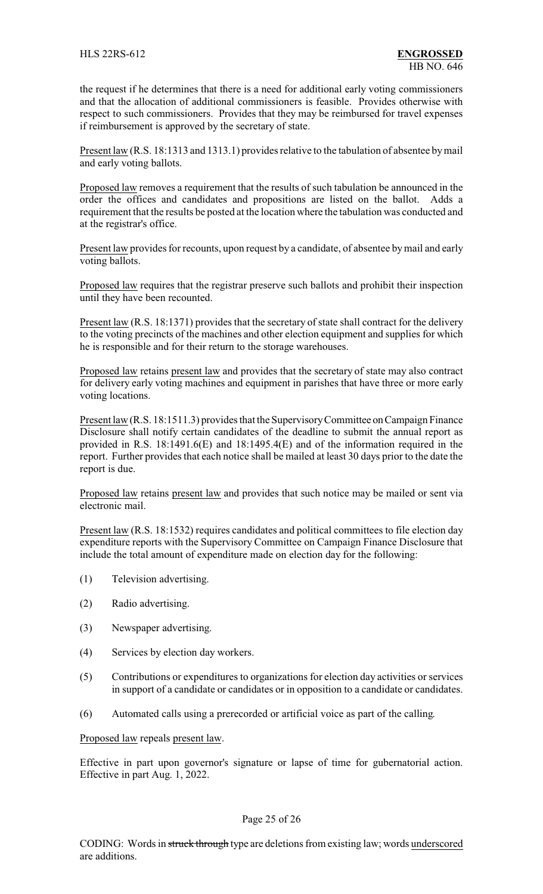the request if he determines that there is a need for additional early voting commissioners and that the allocation of additional commissioners is feasible. Provides otherwise with respect to such commissioners. Provides that they may be reimbursed for travel expenses if reimbursement is approved by the secretary of state.

Present law (R.S. 18:1313 and 1313.1) provides relative to the tabulation of absentee by mail and early voting ballots.

Proposed law removes a requirement that the results of such tabulation be announced in the order the offices and candidates and propositions are listed on the ballot. Adds a requirement that the results be posted at the location where the tabulation was conducted and at the registrar's office.

Present law provides for recounts, upon request by a candidate, of absentee by mail and early voting ballots.

Proposed law requires that the registrar preserve such ballots and prohibit their inspection until they have been recounted.

Present law (R.S. 18:1371) provides that the secretary of state shall contract for the delivery to the voting precincts of the machines and other election equipment and supplies for which he is responsible and for their return to the storage warehouses.

Proposed law retains present law and provides that the secretary of state may also contract for delivery early voting machines and equipment in parishes that have three or more early voting locations.

Present law (R.S. 18:1511.3) provides that the Supervisory Committee on Campaign Finance Disclosure shall notify certain candidates of the deadline to submit the annual report as provided in R.S. 18:1491.6(E) and 18:1495.4(E) and of the information required in the report. Further provides that each notice shall be mailed at least 30 days prior to the date the report is due.

Proposed law retains present law and provides that such notice may be mailed or sent via electronic mail.

Present law (R.S. 18:1532) requires candidates and political committees to file election day expenditure reports with the Supervisory Committee on Campaign Finance Disclosure that include the total amount of expenditure made on election day for the following:

(1) Television advertising.

(2) Radio advertising.

(3) Newspaper advertising.

(4) Services by election day workers.

(5) Contributions or expenditures to organizations for election day activities or services in support of a candidate or candidates or in opposition to a candidate or candidates.

(6) Automated calls using a prerecorded or artificial voice as part of the calling.

Proposed law repeals present law.

Effective in part upon governor's signature or lapse of time for gubernatorial action. Effective in part Aug. 1, 2022.

CODING: Words in ~~struck through~~ type are deletions from existing law; words underscored are additions.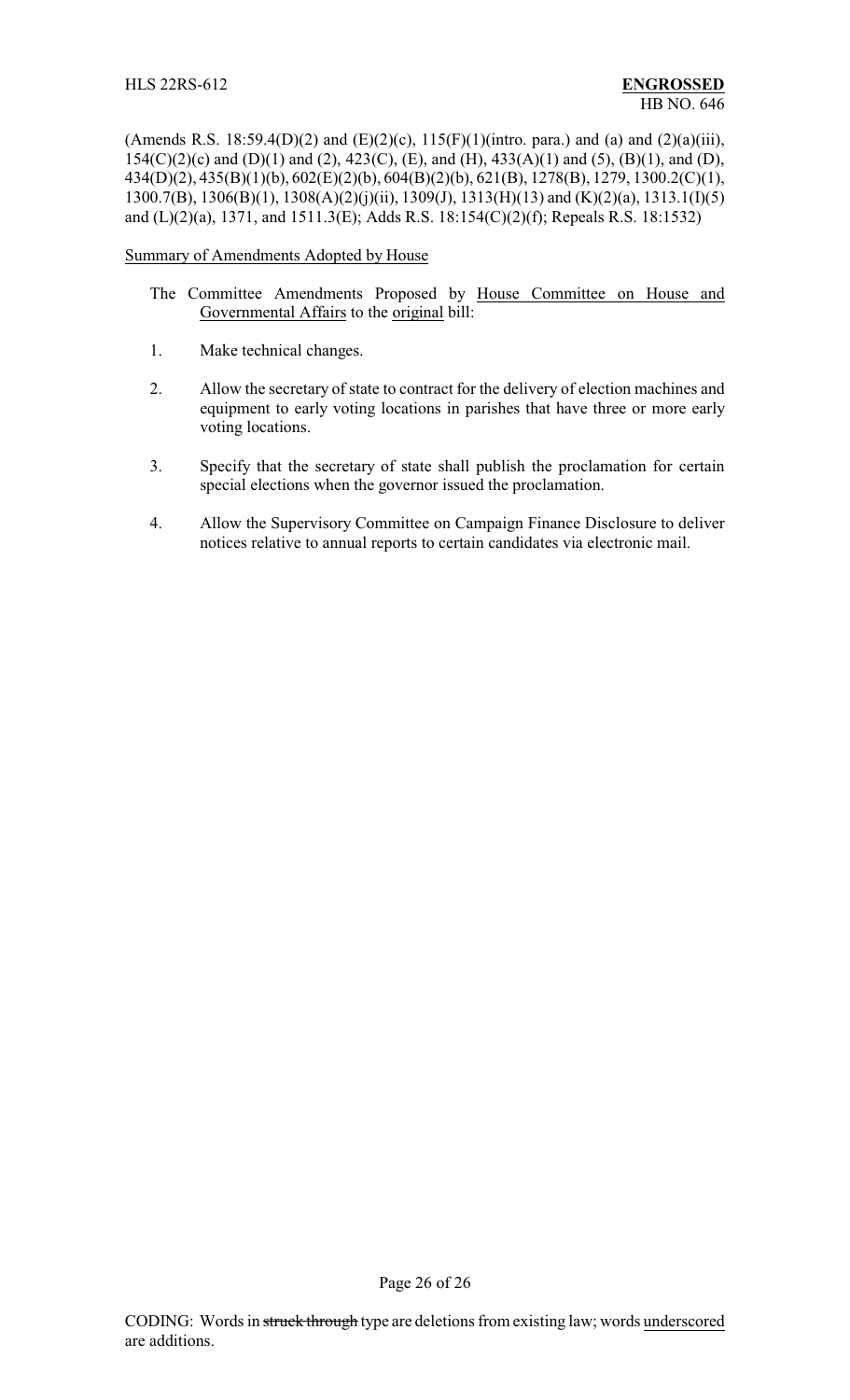(Amends R.S. 18:59.4(D)(2) and (E)(2)(c), 115(F)(1)(intro. para.) and (a) and (2)(a)(iii), 154(C)(2)(c) and (D)(1) and (2), 423(C), (E), and (H), 433(A)(1) and (5), (B)(1), and (D), 434(D)(2), 435(B)(1)(b), 602(E)(2)(b), 604(B)(2)(b), 621(B), 1278(B), 1279, 1300.2(C)(1), 1300.7(B), 1306(B)(1), 1308(A)(2)(j)(ii), 1309(J), 1313(H)(13) and (K)(2)(a), 1313.1(I)(5) and (L)(2)(a), 1371, and 1511.3(E); Adds R.S. 18:154(C)(2)(f); Repeals R.S. 18:1532)

Summary of Amendments Adopted by House

The Committee Amendments Proposed by House Committee on House and Governmental Affairs to the original bill:

1. Make technical changes.

2. Allow the secretary of state to contract for the delivery of election machines and equipment to early voting locations in parishes that have three or more early voting locations.

3. Specify that the secretary of state shall publish the proclamation for certain special elections when the governor issued the proclamation.

4. Allow the Supervisory Committee on Campaign Finance Disclosure to deliver notices relative to annual reports to certain candidates via electronic mail.